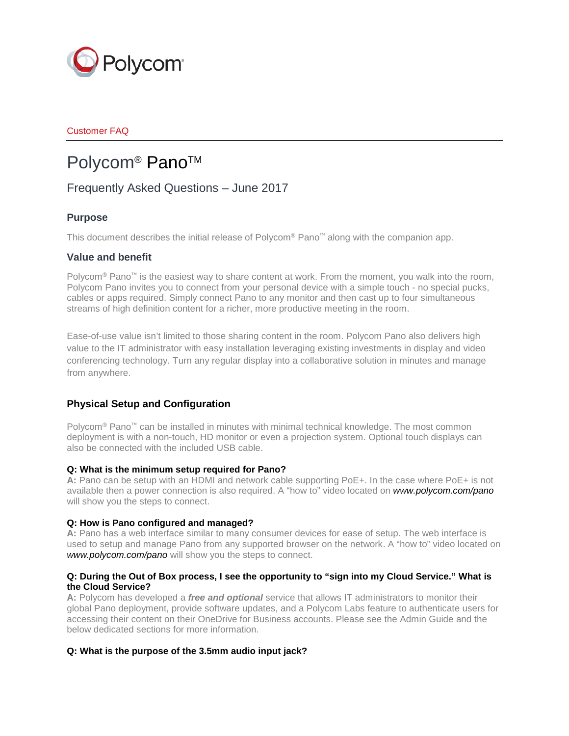Polycom

Customer FAQ

# Polycom® Pano™

## Frequently Asked Questions – June 2017

### Purpose

This document describes the initial release of Polycom® Pano™ along with the companion app.

### Value and benefit

Polycom® Pano™ is the easiest way to share content at work. From the moment, you walk into the room, Polycom Pano invites you to connect from your personal device with a simple touch - no special pucks, cables or apps required. Simply connect Pano to any monitor and then cast up to four simultaneous streams of high definition content for a richer, more productive meeting in the room.

Ease-of-use value isn't limited to those sharing content in the room. Polycom Pano also delivers high value to the IT administrator with easy installation leveraging existing investments in display and video conferencing technology. Turn any regular display into a collaborative solution in minutes and manage from anywhere.

### Physical Setup and Configuration

Polycom® Pano™ can be installed in minutes with minimal technical knowledge. The most common deployment is with a non-touch, HD monitor or even a projection system. Optional touch displays can also be connected with the included USB cable.

**Q: What is the minimum setup required for Pano?**
**A:** Pano can be setup with an HDMI and network cable supporting PoE+. In the case where PoE+ is not available then a power connection is also required. A "how to" video located on ***www.polycom.com/pano*** will show you the steps to connect.

**Q: How is Pano configured and managed?**
**A:** Pano has a web interface similar to many consumer devices for ease of setup. The web interface is used to setup and manage Pano from any supported browser on the network. A "how to" video located on ***www.polycom.com/pano*** will show you the steps to connect.

**Q: During the Out of Box process, I see the opportunity to "sign into my Cloud Service." What is the Cloud Service?**
**A:** Polycom has developed a ***free and optional*** service that allows IT administrators to monitor their global Pano deployment, provide software updates, and a Polycom Labs feature to authenticate users for accessing their content on their OneDrive for Business accounts. Please see the Admin Guide and the below dedicated sections for more information.

**Q: What is the purpose of the 3.5mm audio input jack?**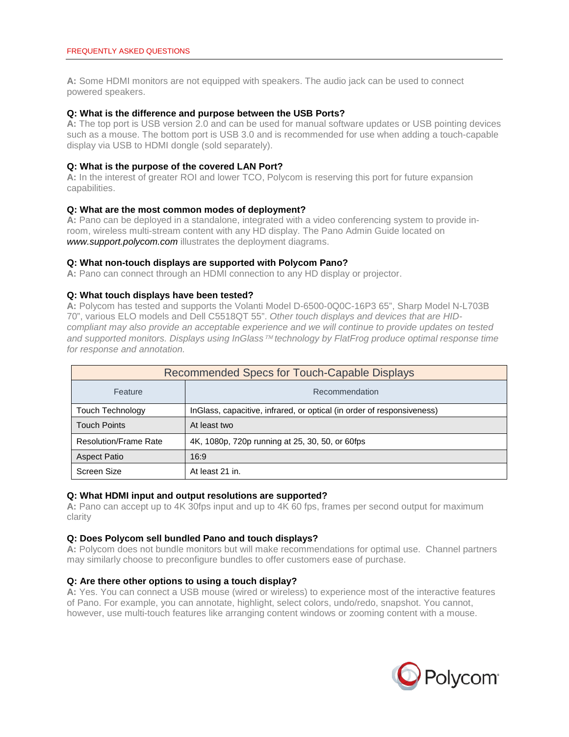**A:** Some HDMI monitors are not equipped with speakers. The audio jack can be used to connect powered speakers.

**Q: What is the difference and purpose between the USB Ports?**
**A:** The top port is USB version 2.0 and can be used for manual software updates or USB pointing devices such as a mouse. The bottom port is USB 3.0 and is recommended for use when adding a touch-capable display via USB to HDMI dongle (sold separately).

**Q: What is the purpose of the covered LAN Port?**
**A:** In the interest of greater ROI and lower TCO, Polycom is reserving this port for future expansion capabilities.

**Q: What are the most common modes of deployment?**
**A:** Pano can be deployed in a standalone, integrated with a video conferencing system to provide in-room, wireless multi-stream content with any HD display. The Pano Admin Guide located on *www.support.polycom.com* illustrates the deployment diagrams.

**Q: What non-touch displays are supported with Polycom Pano?**
**A:** Pano can connect through an HDMI connection to any HD display or projector.

**Q: What touch displays have been tested?**
**A:** Polycom has tested and supports the Volanti Model D-6500-0Q0C-16P3 65", Sharp Model N-L703B 70", various ELO models and Dell C5518QT 55". *Other touch displays and devices that are HID-compliant may also provide an acceptable experience and we will continue to provide updates on tested and supported monitors. Displays using InGlass™ technology by FlatFrog produce optimal response time for response and annotation.*

| Recommended Specs for Touch-Capable Displays | |
|---|---|
| Feature | Recommendation |
| Touch Technology | InGlass, capacitive, infrared, or optical (in order of responsiveness) |
| Touch Points | At least two |
| Resolution/Frame Rate | 4K, 1080p, 720p running at 25, 30, 50, or 60fps |
| Aspect Patio | 16:9 |
| Screen Size | At least 21 in. |

**Q: What HDMI input and output resolutions are supported?**
**A:** Pano can accept up to 4K 30fps input and up to 4K 60 fps, frames per second output for maximum clarity

**Q: Does Polycom sell bundled Pano and touch displays?**
**A:** Polycom does not bundle monitors but will make recommendations for optimal use. Channel partners may similarly choose to preconfigure bundles to offer customers ease of purchase.

**Q: Are there other options to using a touch display?**
**A:** Yes. You can connect a USB mouse (wired or wireless) to experience most of the interactive features of Pano. For example, you can annotate, highlight, select colors, undo/redo, snapshot. You cannot, however, use multi-touch features like arranging content windows or zooming content with a mouse.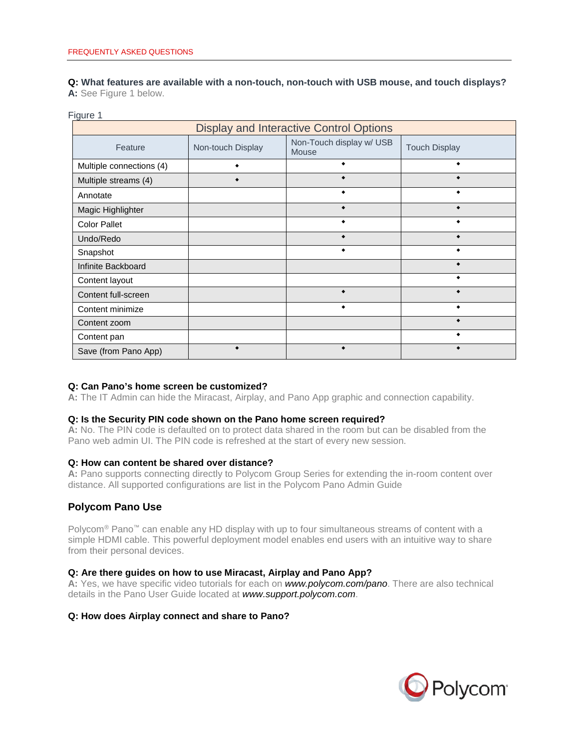**Q: What features are available with a non-touch, non-touch with USB mouse, and touch displays?**
**A:** See Figure 1 below.

Figure 1

| Display and Interactive Control Options | | | |
|---|---|---|---|
| Feature | Non-touch Display | Non-Touch display w/ USB Mouse | Touch Display |
| Multiple connections (4) | ◆ | ◆ | ◆ |
| Multiple streams (4) | ◆ | ◆ | ◆ |
| Annotate | | ◆ | ◆ |
| Magic Highlighter | | ◆ | ◆ |
| Color Pallet | | ◆ | ◆ |
| Undo/Redo | | ◆ | ◆ |
| Snapshot | | ◆ | ◆ |
| Infinite Backboard | | | ◆ |
| Content layout | | | ◆ |
| Content full-screen | | ◆ | ◆ |
| Content minimize | | ◆ | ◆ |
| Content zoom | | | ◆ |
| Content pan | | | ◆ |
| Save (from Pano App) | ◆ | ◆ | ◆ |

**Q: Can Pano's home screen be customized?**
**A:** The IT Admin can hide the Miracast, Airplay, and Pano App graphic and connection capability.

**Q: Is the Security PIN code shown on the Pano home screen required?**
**A:** No. The PIN code is defaulted on to protect data shared in the room but can be disabled from the Pano web admin UI. The PIN code is refreshed at the start of every new session.

**Q: How can content be shared over distance?**
**A:** Pano supports connecting directly to Polycom Group Series for extending the in-room content over distance. All supported configurations are list in the Polycom Pano Admin Guide

## Polycom Pano Use

Polycom® Pano™ can enable any HD display with up to four simultaneous streams of content with a simple HDMI cable. This powerful deployment model enables end users with an intuitive way to share from their personal devices.

**Q: Are there guides on how to use Miracast, Airplay and Pano App?**
**A:** Yes, we have specific video tutorials for each on *www.polycom.com/pano*. There are also technical details in the Pano User Guide located at *www.support.polycom.com*.

**Q: How does Airplay connect and share to Pano?**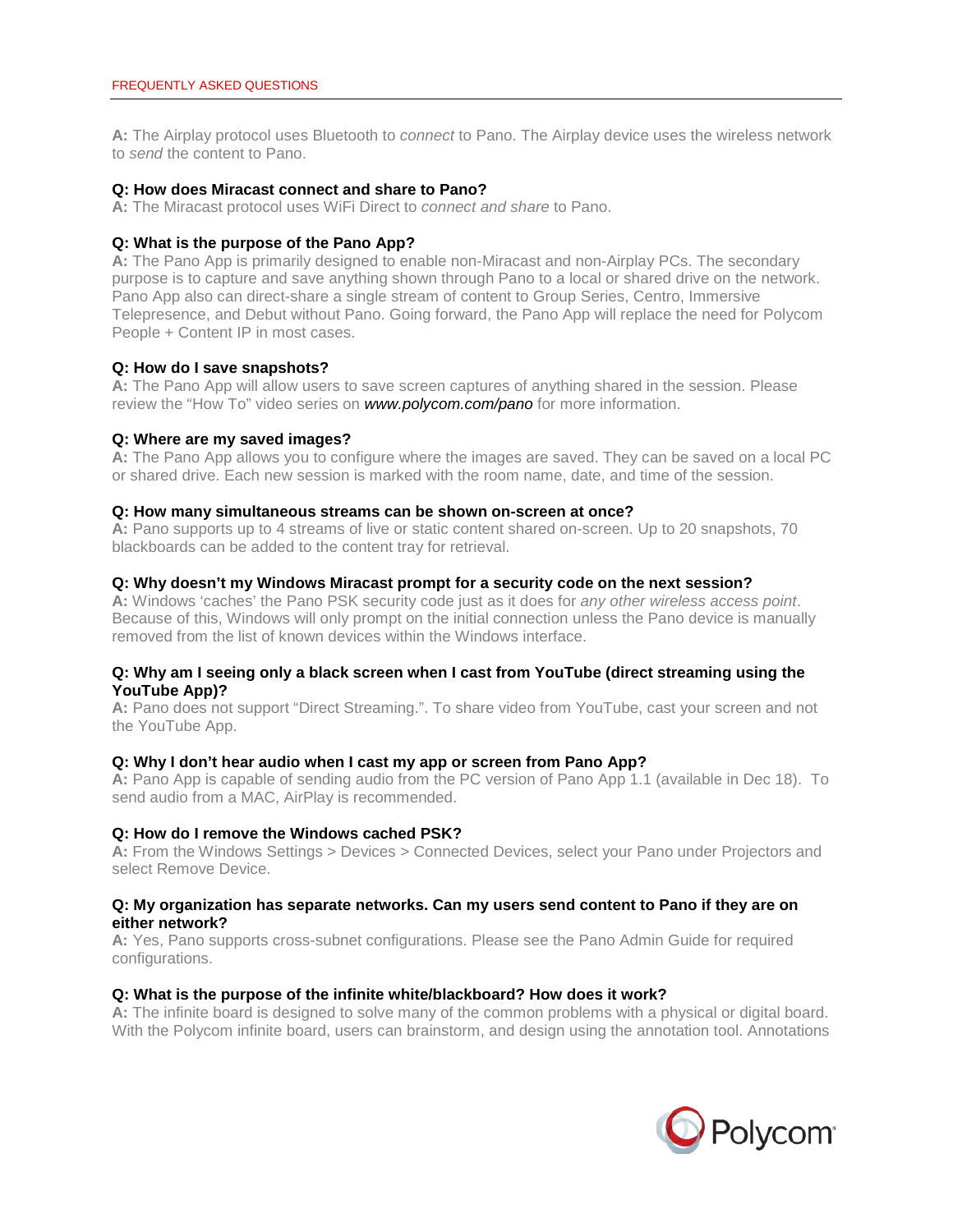**A:** The Airplay protocol uses Bluetooth to *connect* to Pano. The Airplay device uses the wireless network to *send* the content to Pano.

**Q: How does Miracast connect and share to Pano?**
**A:** The Miracast protocol uses WiFi Direct to *connect and share* to Pano.

**Q: What is the purpose of the Pano App?**
**A:** The Pano App is primarily designed to enable non-Miracast and non-Airplay PCs. The secondary purpose is to capture and save anything shown through Pano to a local or shared drive on the network. Pano App also can direct-share a single stream of content to Group Series, Centro, Immersive Telepresence, and Debut without Pano. Going forward, the Pano App will replace the need for Polycom People + Content IP in most cases.

**Q: How do I save snapshots?**
**A:** The Pano App will allow users to save screen captures of anything shared in the session. Please review the "How To" video series on ***www.polycom.com/pano*** for more information.

**Q: Where are my saved images?**
**A:** The Pano App allows you to configure where the images are saved. They can be saved on a local PC or shared drive. Each new session is marked with the room name, date, and time of the session.

**Q: How many simultaneous streams can be shown on-screen at once?**
**A:** Pano supports up to 4 streams of live or static content shared on-screen. Up to 20 snapshots, 70 blackboards can be added to the content tray for retrieval.

**Q: Why doesn't my Windows Miracast prompt for a security code on the next session?**
**A:** Windows 'caches' the Pano PSK security code just as it does for *any other wireless access point*. Because of this, Windows will only prompt on the initial connection unless the Pano device is manually removed from the list of known devices within the Windows interface.

**Q: Why am I seeing only a black screen when I cast from YouTube (direct streaming using the YouTube App)?**
**A:** Pano does not support "Direct Streaming.". To share video from YouTube, cast your screen and not the YouTube App.

**Q: Why I don't hear audio when I cast my app or screen from Pano App?**
**A:** Pano App is capable of sending audio from the PC version of Pano App 1.1 (available in Dec 18). To send audio from a MAC, AirPlay is recommended.

**Q: How do I remove the Windows cached PSK?**
**A:** From the Windows Settings > Devices > Connected Devices, select your Pano under Projectors and select Remove Device.

**Q: My organization has separate networks. Can my users send content to Pano if they are on either network?**
**A:** Yes, Pano supports cross-subnet configurations. Please see the Pano Admin Guide for required configurations.

**Q: What is the purpose of the infinite white/blackboard? How does it work?**
**A:** The infinite board is designed to solve many of the common problems with a physical or digital board. With the Polycom infinite board, users can brainstorm, and design using the annotation tool. Annotations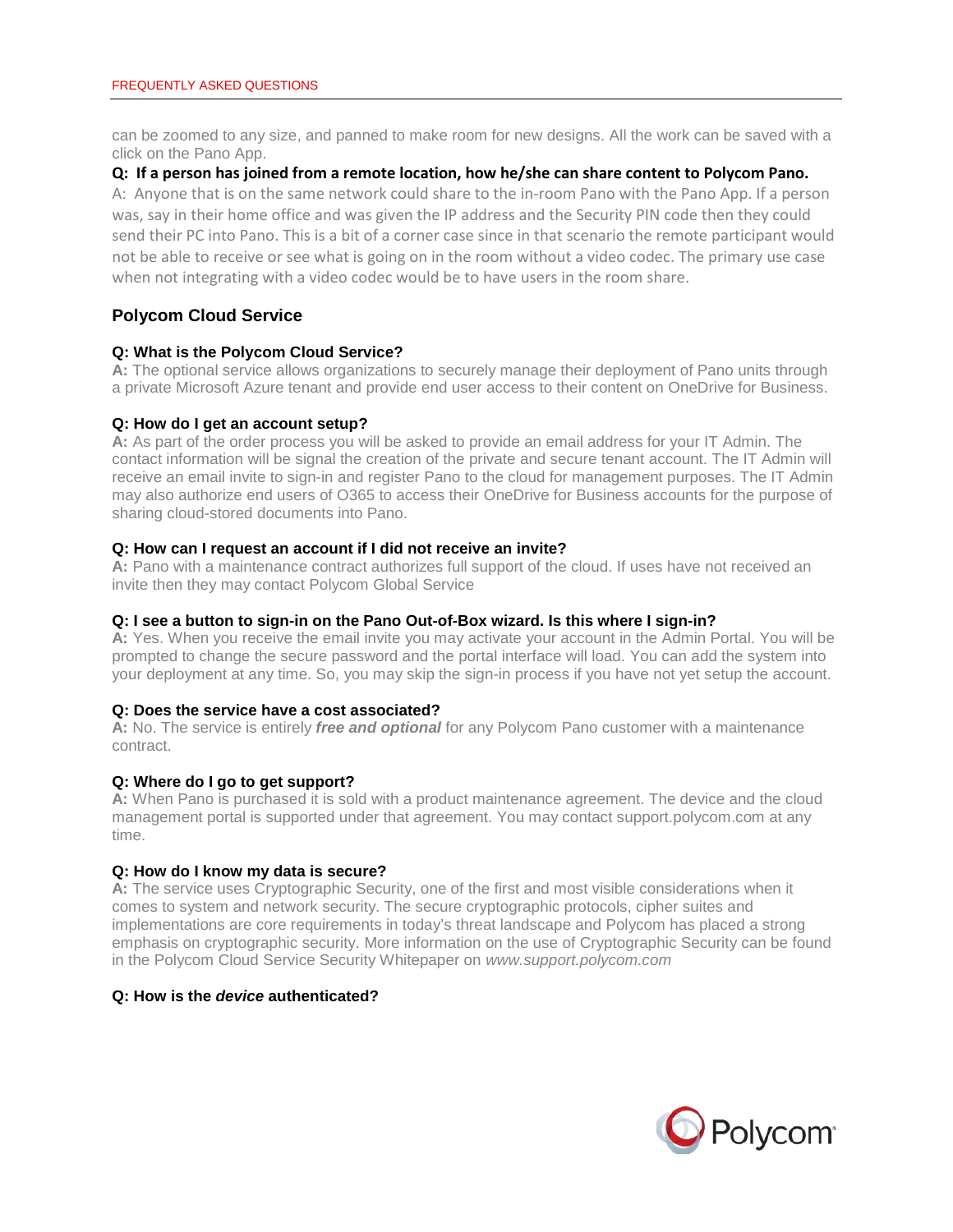can be zoomed to any size, and panned to make room for new designs. All the work can be saved with a click on the Pano App.

**Q: If a person has joined from a remote location, how he/she can share content to Polycom Pano.**

A: Anyone that is on the same network could share to the in-room Pano with the Pano App. If a person was, say in their home office and was given the IP address and the Security PIN code then they could send their PC into Pano. This is a bit of a corner case since in that scenario the remote participant would not be able to receive or see what is going on in the room without a video codec. The primary use case when not integrating with a video codec would be to have users in the room share.

## Polycom Cloud Service

**Q: What is the Polycom Cloud Service?**

**A:** The optional service allows organizations to securely manage their deployment of Pano units through a private Microsoft Azure tenant and provide end user access to their content on OneDrive for Business.

**Q: How do I get an account setup?**

**A:** As part of the order process you will be asked to provide an email address for your IT Admin. The contact information will be signal the creation of the private and secure tenant account. The IT Admin will receive an email invite to sign-in and register Pano to the cloud for management purposes. The IT Admin may also authorize end users of O365 to access their OneDrive for Business accounts for the purpose of sharing cloud-stored documents into Pano.

**Q: How can I request an account if I did not receive an invite?**

**A:** Pano with a maintenance contract authorizes full support of the cloud. If uses have not received an invite then they may contact Polycom Global Service

**Q: I see a button to sign-in on the Pano Out-of-Box wizard. Is this where I sign-in?**

**A:** Yes. When you receive the email invite you may activate your account in the Admin Portal. You will be prompted to change the secure password and the portal interface will load. You can add the system into your deployment at any time. So, you may skip the sign-in process if you have not yet setup the account.

**Q: Does the service have a cost associated?**

**A:** No. The service is entirely ***free and optional*** for any Polycom Pano customer with a maintenance contract.

**Q: Where do I go to get support?**

**A:** When Pano is purchased it is sold with a product maintenance agreement. The device and the cloud management portal is supported under that agreement. You may contact support.polycom.com at any time.

**Q: How do I know my data is secure?**

**A:** The service uses Cryptographic Security, one of the first and most visible considerations when it comes to system and network security. The secure cryptographic protocols, cipher suites and implementations are core requirements in today's threat landscape and Polycom has placed a strong emphasis on cryptographic security. More information on the use of Cryptographic Security can be found in the Polycom Cloud Service Security Whitepaper on *www.support.polycom.com*

**Q: How is the *device* authenticated?**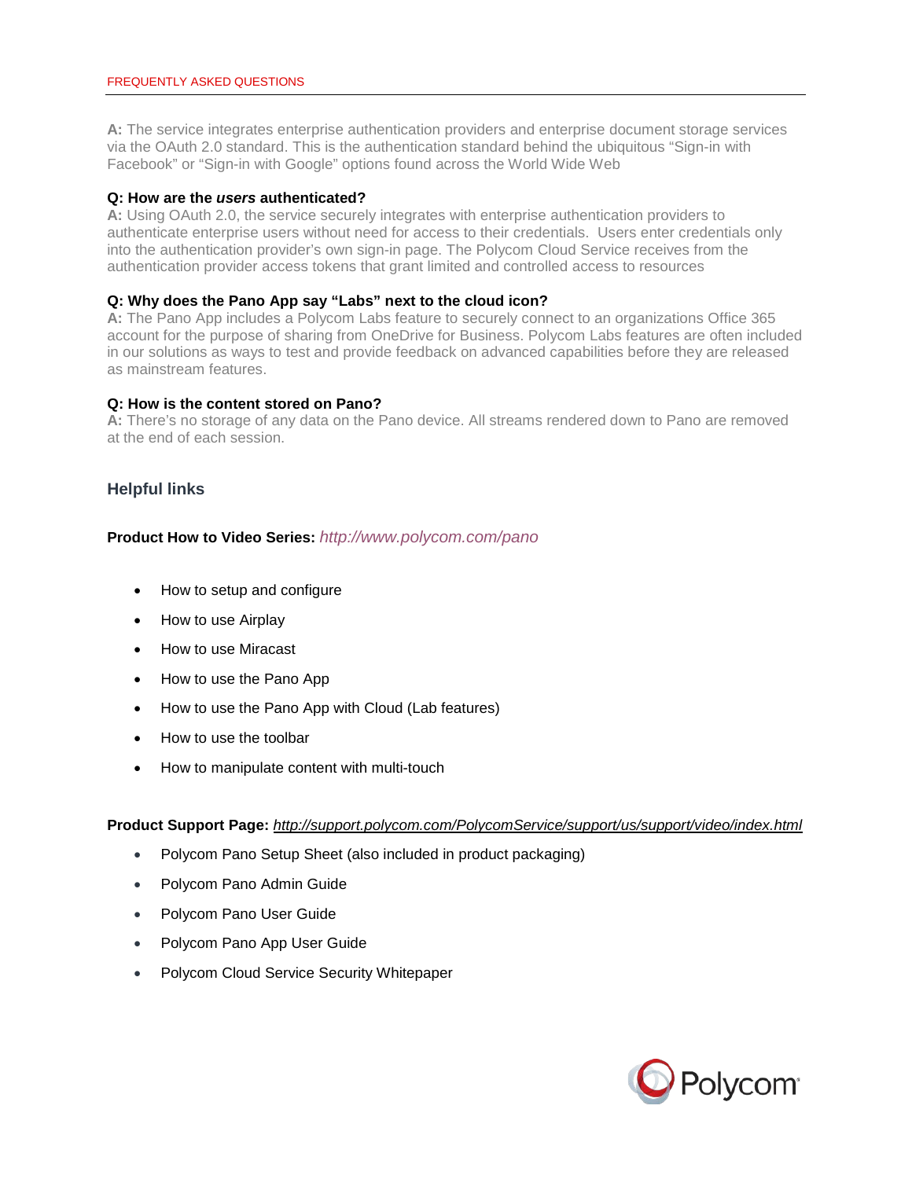**A:** The service integrates enterprise authentication providers and enterprise document storage services via the OAuth 2.0 standard. This is the authentication standard behind the ubiquitous "Sign-in with Facebook" or "Sign-in with Google" options found across the World Wide Web

**Q: How are the *users* authenticated?**
**A:** Using OAuth 2.0, the service securely integrates with enterprise authentication providers to authenticate enterprise users without need for access to their credentials. Users enter credentials only into the authentication provider's own sign-in page. The Polycom Cloud Service receives from the authentication provider access tokens that grant limited and controlled access to resources

**Q: Why does the Pano App say "Labs" next to the cloud icon?**
**A:** The Pano App includes a Polycom Labs feature to securely connect to an organizations Office 365 account for the purpose of sharing from OneDrive for Business. Polycom Labs features are often included in our solutions as ways to test and provide feedback on advanced capabilities before they are released as mainstream features.

**Q: How is the content stored on Pano?**
**A:** There's no storage of any data on the Pano device. All streams rendered down to Pano are removed at the end of each session.

## Helpful links

**Product How to Video Series:** *http://www.polycom.com/pano*

- How to setup and configure
- How to use Airplay
- How to use Miracast
- How to use the Pano App
- How to use the Pano App with Cloud (Lab features)
- How to use the toolbar
- How to manipulate content with multi-touch

**Product Support Page:** *http://support.polycom.com/PolycomService/support/us/support/video/index.html*

- Polycom Pano Setup Sheet (also included in product packaging)
- Polycom Pano Admin Guide
- Polycom Pano User Guide
- Polycom Pano App User Guide
- Polycom Cloud Service Security Whitepaper